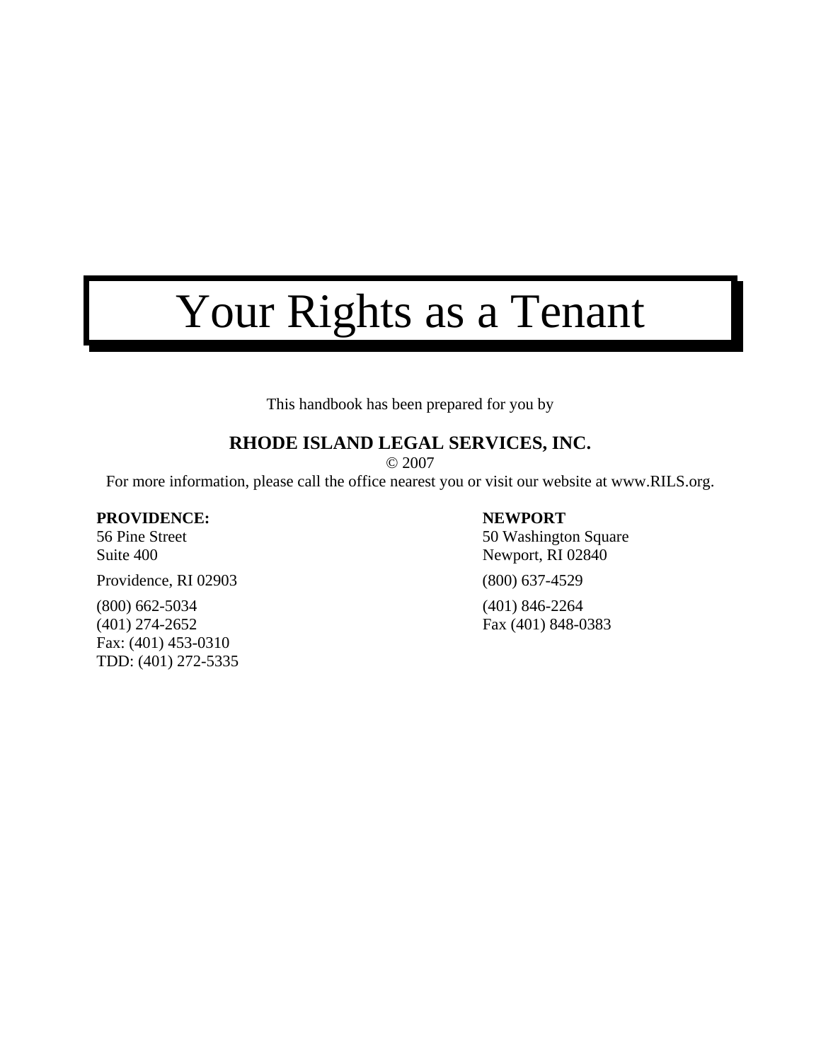# Your Rights as a Tenant

This handbook has been prepared for you by

**RHODE ISLAND LEGAL SERVICES, INC.**

© 2007

For more information, please call the office nearest you or visit our website at www.RILS.org.

**PROVIDENCE:**
56 Pine Street
Suite 400

Providence, RI 02903

(800) 662-5034
(401) 274-2652
Fax: (401) 453-0310
TDD: (401) 272-5335

**NEWPORT**
50 Washington Square
Newport, RI 02840

(800) 637-4529

(401) 846-2264
Fax (401) 848-0383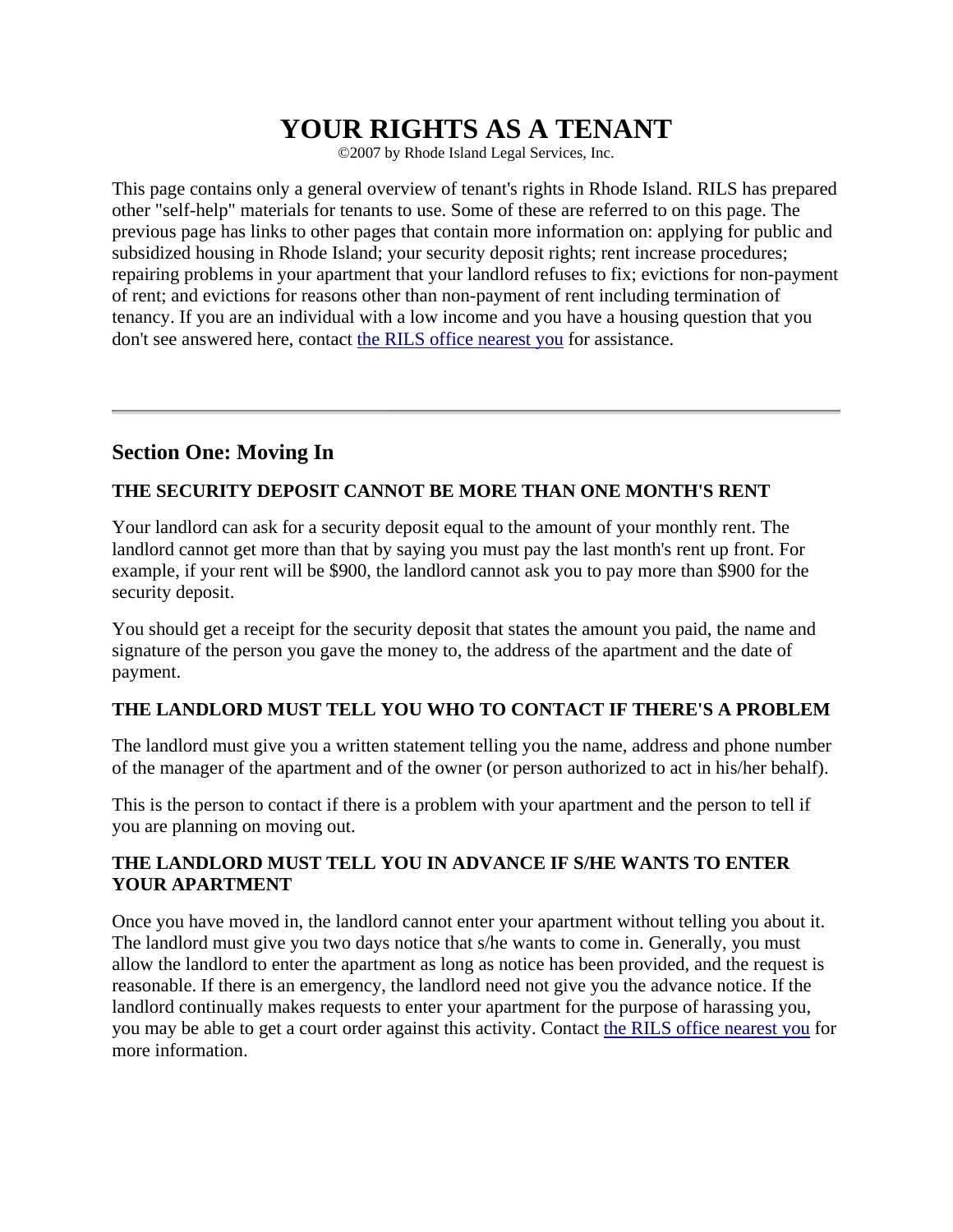# YOUR RIGHTS AS A TENANT

©2007 by Rhode Island Legal Services, Inc.

This page contains only a general overview of tenant's rights in Rhode Island. RILS has prepared other "self-help" materials for tenants to use. Some of these are referred to on this page. The previous page has links to other pages that contain more information on: applying for public and subsidized housing in Rhode Island; your security deposit rights; rent increase procedures; repairing problems in your apartment that your landlord refuses to fix; evictions for non-payment of rent; and evictions for reasons other than non-payment of rent including termination of tenancy. If you are an individual with a low income and you have a housing question that you don't see answered here, contact the RILS office nearest you for assistance.

---

## Section One: Moving In

### THE SECURITY DEPOSIT CANNOT BE MORE THAN ONE MONTH'S RENT

Your landlord can ask for a security deposit equal to the amount of your monthly rent. The landlord cannot get more than that by saying you must pay the last month's rent up front. For example, if your rent will be $900, the landlord cannot ask you to pay more than $900 for the security deposit.

You should get a receipt for the security deposit that states the amount you paid, the name and signature of the person you gave the money to, the address of the apartment and the date of payment.

### THE LANDLORD MUST TELL YOU WHO TO CONTACT IF THERE'S A PROBLEM

The landlord must give you a written statement telling you the name, address and phone number of the manager of the apartment and of the owner (or person authorized to act in his/her behalf).

This is the person to contact if there is a problem with your apartment and the person to tell if you are planning on moving out.

### THE LANDLORD MUST TELL YOU IN ADVANCE IF S/HE WANTS TO ENTER YOUR APARTMENT

Once you have moved in, the landlord cannot enter your apartment without telling you about it. The landlord must give you two days notice that s/he wants to come in. Generally, you must allow the landlord to enter the apartment as long as notice has been provided, and the request is reasonable. If there is an emergency, the landlord need not give you the advance notice. If the landlord continually makes requests to enter your apartment for the purpose of harassing you, you may be able to get a court order against this activity. Contact the RILS office nearest you for more information.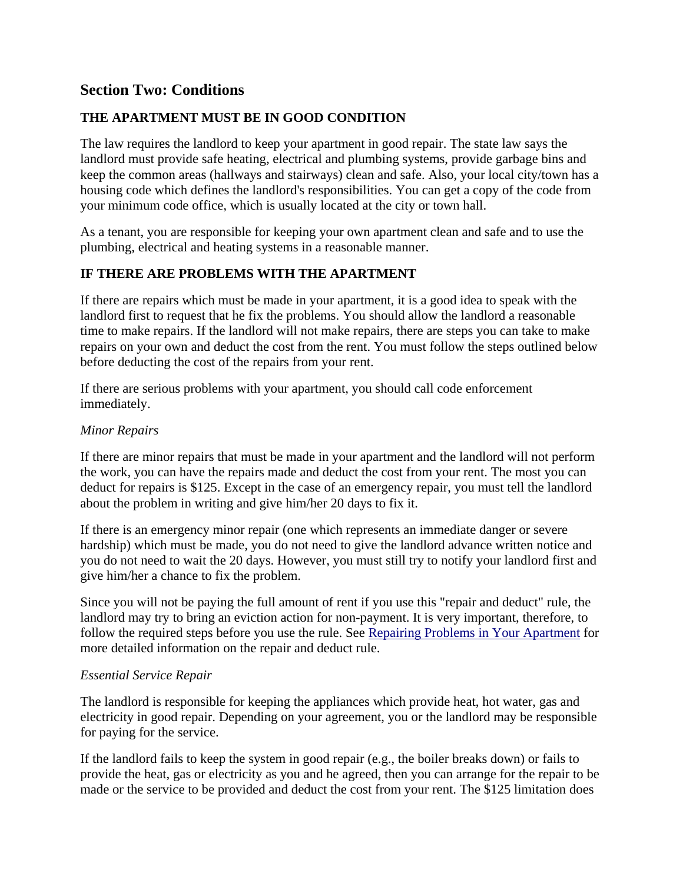## Section Two: Conditions

**THE APARTMENT MUST BE IN GOOD CONDITION**

The law requires the landlord to keep your apartment in good repair. The state law says the landlord must provide safe heating, electrical and plumbing systems, provide garbage bins and keep the common areas (hallways and stairways) clean and safe. Also, your local city/town has a housing code which defines the landlord's responsibilities. You can get a copy of the code from your minimum code office, which is usually located at the city or town hall.

As a tenant, you are responsible for keeping your own apartment clean and safe and to use the plumbing, electrical and heating systems in a reasonable manner.

**IF THERE ARE PROBLEMS WITH THE APARTMENT**

If there are repairs which must be made in your apartment, it is a good idea to speak with the landlord first to request that he fix the problems. You should allow the landlord a reasonable time to make repairs. If the landlord will not make repairs, there are steps you can take to make repairs on your own and deduct the cost from the rent. You must follow the steps outlined below before deducting the cost of the repairs from your rent.

If there are serious problems with your apartment, you should call code enforcement immediately.

*Minor Repairs*

If there are minor repairs that must be made in your apartment and the landlord will not perform the work, you can have the repairs made and deduct the cost from your rent. The most you can deduct for repairs is $125. Except in the case of an emergency repair, you must tell the landlord about the problem in writing and give him/her 20 days to fix it.

If there is an emergency minor repair (one which represents an immediate danger or severe hardship) which must be made, you do not need to give the landlord advance written notice and you do not need to wait the 20 days. However, you must still try to notify your landlord first and give him/her a chance to fix the problem.

Since you will not be paying the full amount of rent if you use this "repair and deduct" rule, the landlord may try to bring an eviction action for non-payment. It is very important, therefore, to follow the required steps before you use the rule. See Repairing Problems in Your Apartment for more detailed information on the repair and deduct rule.

*Essential Service Repair*

The landlord is responsible for keeping the appliances which provide heat, hot water, gas and electricity in good repair. Depending on your agreement, you or the landlord may be responsible for paying for the service.

If the landlord fails to keep the system in good repair (e.g., the boiler breaks down) or fails to provide the heat, gas or electricity as you and he agreed, then you can arrange for the repair to be made or the service to be provided and deduct the cost from your rent. The $125 limitation does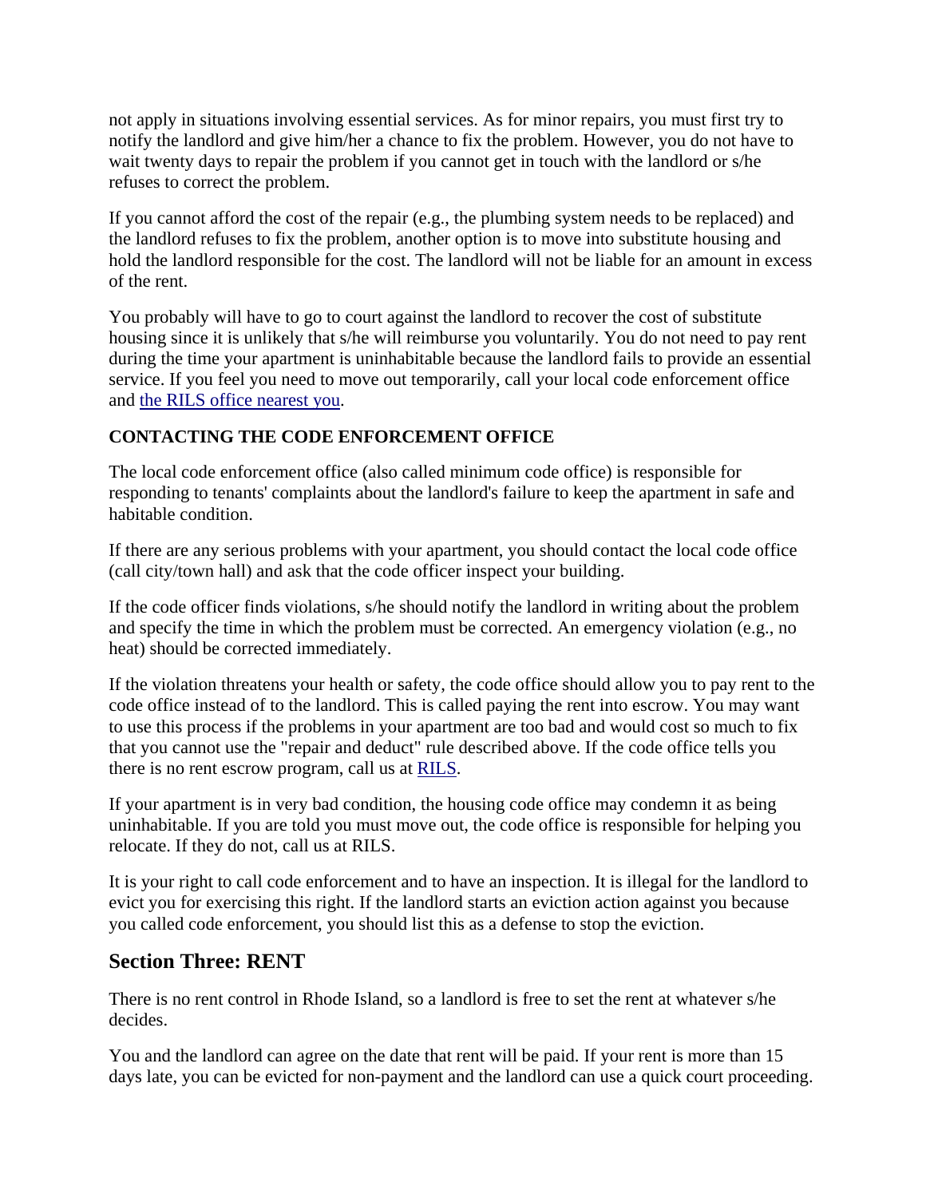not apply in situations involving essential services. As for minor repairs, you must first try to notify the landlord and give him/her a chance to fix the problem. However, you do not have to wait twenty days to repair the problem if you cannot get in touch with the landlord or s/he refuses to correct the problem.

If you cannot afford the cost of the repair (e.g., the plumbing system needs to be replaced) and the landlord refuses to fix the problem, another option is to move into substitute housing and hold the landlord responsible for the cost. The landlord will not be liable for an amount in excess of the rent.

You probably will have to go to court against the landlord to recover the cost of substitute housing since it is unlikely that s/he will reimburse you voluntarily. You do not need to pay rent during the time your apartment is uninhabitable because the landlord fails to provide an essential service. If you feel you need to move out temporarily, call your local code enforcement office and the RILS office nearest you.

**CONTACTING THE CODE ENFORCEMENT OFFICE**

The local code enforcement office (also called minimum code office) is responsible for responding to tenants' complaints about the landlord's failure to keep the apartment in safe and habitable condition.

If there are any serious problems with your apartment, you should contact the local code office (call city/town hall) and ask that the code officer inspect your building.

If the code officer finds violations, s/he should notify the landlord in writing about the problem and specify the time in which the problem must be corrected. An emergency violation (e.g., no heat) should be corrected immediately.

If the violation threatens your health or safety, the code office should allow you to pay rent to the code office instead of to the landlord. This is called paying the rent into escrow. You may want to use this process if the problems in your apartment are too bad and would cost so much to fix that you cannot use the "repair and deduct" rule described above. If the code office tells you there is no rent escrow program, call us at RILS.

If your apartment is in very bad condition, the housing code office may condemn it as being uninhabitable. If you are told you must move out, the code office is responsible for helping you relocate. If they do not, call us at RILS.

It is your right to call code enforcement and to have an inspection. It is illegal for the landlord to evict you for exercising this right. If the landlord starts an eviction action against you because you called code enforcement, you should list this as a defense to stop the eviction.

## Section Three: RENT

There is no rent control in Rhode Island, so a landlord is free to set the rent at whatever s/he decides.

You and the landlord can agree on the date that rent will be paid. If your rent is more than 15 days late, you can be evicted for non-payment and the landlord can use a quick court proceeding.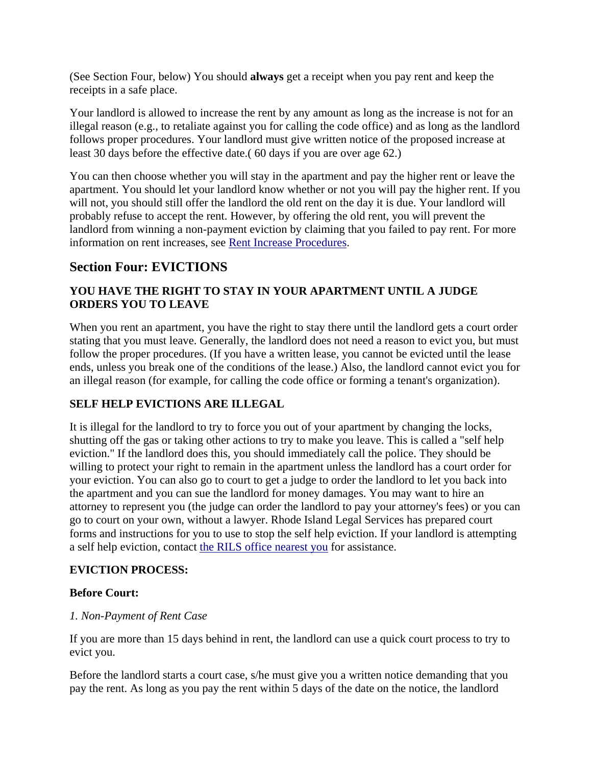(See Section Four, below) You should **always** get a receipt when you pay rent and keep the receipts in a safe place.

Your landlord is allowed to increase the rent by any amount as long as the increase is not for an illegal reason (e.g., to retaliate against you for calling the code office) and as long as the landlord follows proper procedures. Your landlord must give written notice of the proposed increase at least 30 days before the effective date.( 60 days if you are over age 62.)

You can then choose whether you will stay in the apartment and pay the higher rent or leave the apartment. You should let your landlord know whether or not you will pay the higher rent. If you will not, you should still offer the landlord the old rent on the day it is due. Your landlord will probably refuse to accept the rent. However, by offering the old rent, you will prevent the landlord from winning a non-payment eviction by claiming that you failed to pay rent. For more information on rent increases, see [Rent Increase Procedures].

## Section Four: EVICTIONS

### YOU HAVE THE RIGHT TO STAY IN YOUR APARTMENT UNTIL A JUDGE ORDERS YOU TO LEAVE

When you rent an apartment, you have the right to stay there until the landlord gets a court order stating that you must leave. Generally, the landlord does not need a reason to evict you, but must follow the proper procedures. (If you have a written lease, you cannot be evicted until the lease ends, unless you break one of the conditions of the lease.) Also, the landlord cannot evict you for an illegal reason (for example, for calling the code office or forming a tenant's organization).

### SELF HELP EVICTIONS ARE ILLEGAL

It is illegal for the landlord to try to force you out of your apartment by changing the locks, shutting off the gas or taking other actions to try to make you leave. This is called a "self help eviction." If the landlord does this, you should immediately call the police. They should be willing to protect your right to remain in the apartment unless the landlord has a court order for your eviction. You can also go to court to get a judge to order the landlord to let you back into the apartment and you can sue the landlord for money damages. You may want to hire an attorney to represent you (the judge can order the landlord to pay your attorney's fees) or you can go to court on your own, without a lawyer. Rhode Island Legal Services has prepared court forms and instructions for you to use to stop the self help eviction. If your landlord is attempting a self help eviction, contact [the RILS office nearest you] for assistance.

### EVICTION PROCESS:

**Before Court:**

*1. Non-Payment of Rent Case*

If you are more than 15 days behind in rent, the landlord can use a quick court process to try to evict you.

Before the landlord starts a court case, s/he must give you a written notice demanding that you pay the rent. As long as you pay the rent within 5 days of the date on the notice, the landlord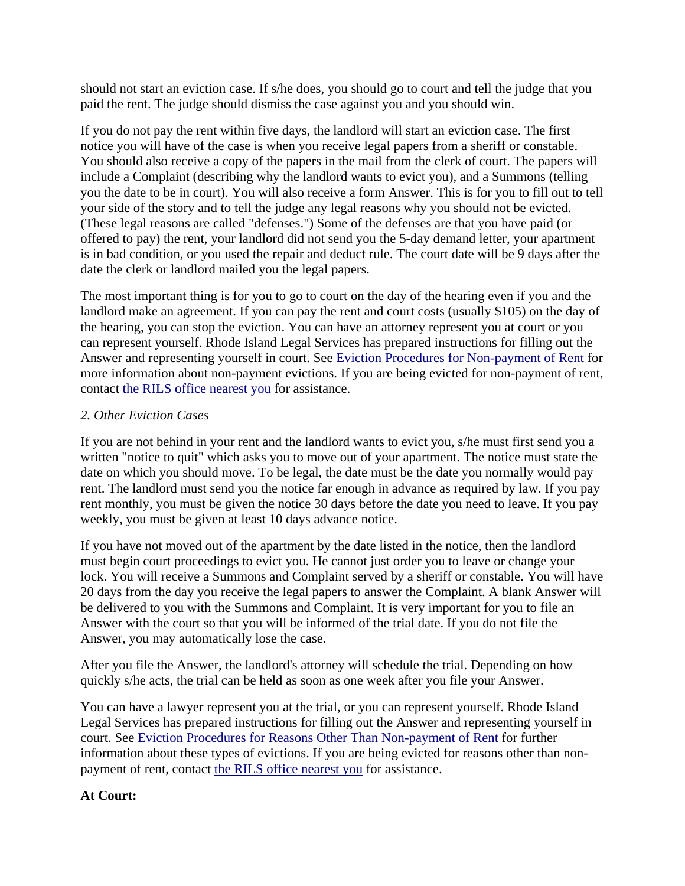should not start an eviction case. If s/he does, you should go to court and tell the judge that you paid the rent. The judge should dismiss the case against you and you should win.

If you do not pay the rent within five days, the landlord will start an eviction case. The first notice you will have of the case is when you receive legal papers from a sheriff or constable. You should also receive a copy of the papers in the mail from the clerk of court. The papers will include a Complaint (describing why the landlord wants to evict you), and a Summons (telling you the date to be in court). You will also receive a form Answer. This is for you to fill out to tell your side of the story and to tell the judge any legal reasons why you should not be evicted. (These legal reasons are called "defenses.") Some of the defenses are that you have paid (or offered to pay) the rent, your landlord did not send you the 5-day demand letter, your apartment is in bad condition, or you used the repair and deduct rule. The court date will be 9 days after the date the clerk or landlord mailed you the legal papers.

The most important thing is for you to go to court on the day of the hearing even if you and the landlord make an agreement. If you can pay the rent and court costs (usually $105) on the day of the hearing, you can stop the eviction. You can have an attorney represent you at court or you can represent yourself. Rhode Island Legal Services has prepared instructions for filling out the Answer and representing yourself in court. See Eviction Procedures for Non-payment of Rent for more information about non-payment evictions. If you are being evicted for non-payment of rent, contact the RILS office nearest you for assistance.

*2. Other Eviction Cases*

If you are not behind in your rent and the landlord wants to evict you, s/he must first send you a written "notice to quit" which asks you to move out of your apartment. The notice must state the date on which you should move. To be legal, the date must be the date you normally would pay rent. The landlord must send you the notice far enough in advance as required by law. If you pay rent monthly, you must be given the notice 30 days before the date you need to leave. If you pay weekly, you must be given at least 10 days advance notice.

If you have not moved out of the apartment by the date listed in the notice, then the landlord must begin court proceedings to evict you. He cannot just order you to leave or change your lock. You will receive a Summons and Complaint served by a sheriff or constable. You will have 20 days from the day you receive the legal papers to answer the Complaint. A blank Answer will be delivered to you with the Summons and Complaint. It is very important for you to file an Answer with the court so that you will be informed of the trial date. If you do not file the Answer, you may automatically lose the case.

After you file the Answer, the landlord's attorney will schedule the trial. Depending on how quickly s/he acts, the trial can be held as soon as one week after you file your Answer.

You can have a lawyer represent you at the trial, or you can represent yourself. Rhode Island Legal Services has prepared instructions for filling out the Answer and representing yourself in court. See Eviction Procedures for Reasons Other Than Non-payment of Rent for further information about these types of evictions. If you are being evicted for reasons other than non-payment of rent, contact the RILS office nearest you for assistance.

**At Court:**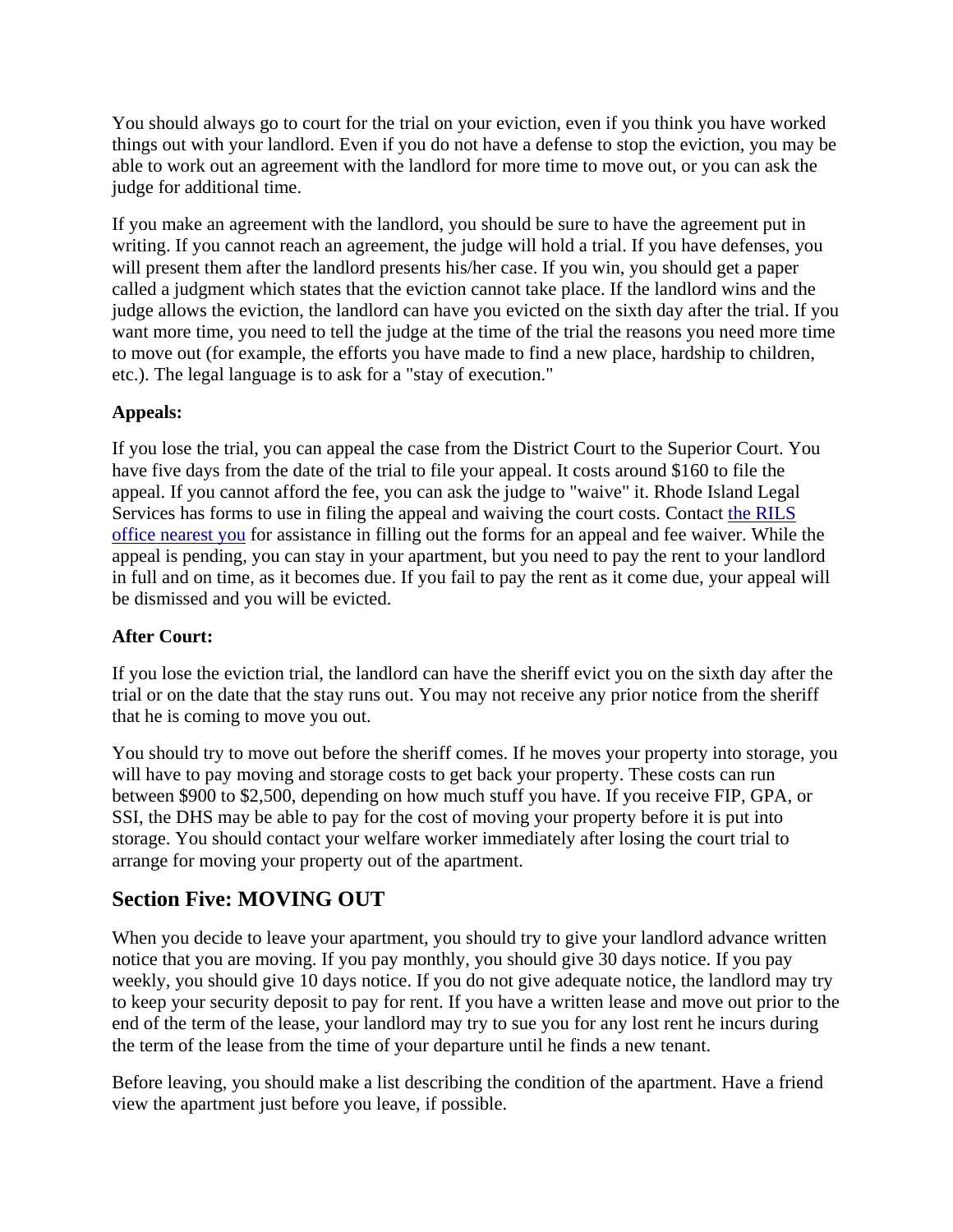You should always go to court for the trial on your eviction, even if you think you have worked things out with your landlord. Even if you do not have a defense to stop the eviction, you may be able to work out an agreement with the landlord for more time to move out, or you can ask the judge for additional time.

If you make an agreement with the landlord, you should be sure to have the agreement put in writing. If you cannot reach an agreement, the judge will hold a trial. If you have defenses, you will present them after the landlord presents his/her case. If you win, you should get a paper called a judgment which states that the eviction cannot take place. If the landlord wins and the judge allows the eviction, the landlord can have you evicted on the sixth day after the trial. If you want more time, you need to tell the judge at the time of the trial the reasons you need more time to move out (for example, the efforts you have made to find a new place, hardship to children, etc.). The legal language is to ask for a "stay of execution."

**Appeals:**

If you lose the trial, you can appeal the case from the District Court to the Superior Court. You have five days from the date of the trial to file your appeal. It costs around $160 to file the appeal. If you cannot afford the fee, you can ask the judge to "waive" it. Rhode Island Legal Services has forms to use in filing the appeal and waiving the court costs. Contact [the RILS office nearest you] for assistance in filling out the forms for an appeal and fee waiver. While the appeal is pending, you can stay in your apartment, but you need to pay the rent to your landlord in full and on time, as it becomes due. If you fail to pay the rent as it come due, your appeal will be dismissed and you will be evicted.

**After Court:**

If you lose the eviction trial, the landlord can have the sheriff evict you on the sixth day after the trial or on the date that the stay runs out. You may not receive any prior notice from the sheriff that he is coming to move you out.

You should try to move out before the sheriff comes. If he moves your property into storage, you will have to pay moving and storage costs to get back your property. These costs can run between $900 to $2,500, depending on how much stuff you have. If you receive FIP, GPA, or SSI, the DHS may be able to pay for the cost of moving your property before it is put into storage. You should contact your welfare worker immediately after losing the court trial to arrange for moving your property out of the apartment.

## Section Five: MOVING OUT

When you decide to leave your apartment, you should try to give your landlord advance written notice that you are moving. If you pay monthly, you should give 30 days notice. If you pay weekly, you should give 10 days notice. If you do not give adequate notice, the landlord may try to keep your security deposit to pay for rent. If you have a written lease and move out prior to the end of the term of the lease, your landlord may try to sue you for any lost rent he incurs during the term of the lease from the time of your departure until he finds a new tenant.

Before leaving, you should make a list describing the condition of the apartment. Have a friend view the apartment just before you leave, if possible.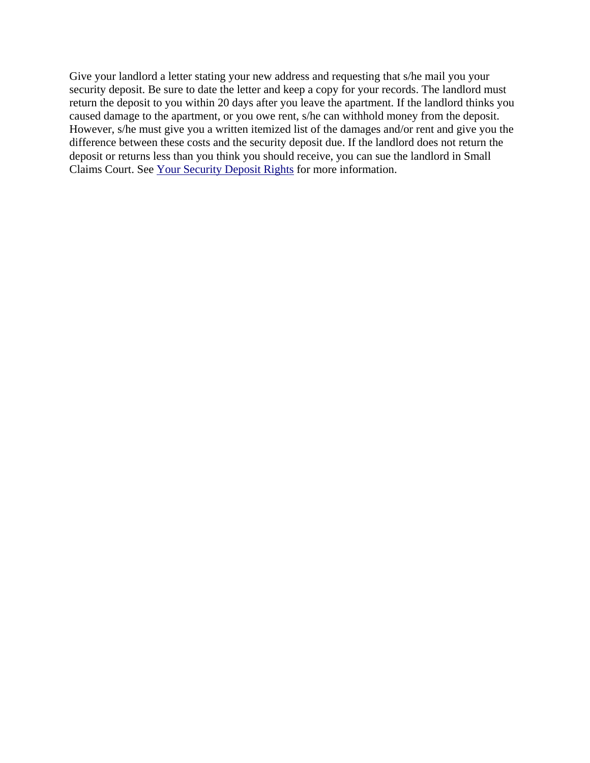Give your landlord a letter stating your new address and requesting that s/he mail you your security deposit. Be sure to date the letter and keep a copy for your records. The landlord must return the deposit to you within 20 days after you leave the apartment. If the landlord thinks you caused damage to the apartment, or you owe rent, s/he can withhold money from the deposit. However, s/he must give you a written itemized list of the damages and/or rent and give you the difference between these costs and the security deposit due. If the landlord does not return the deposit or returns less than you think you should receive, you can sue the landlord in Small Claims Court. See Your Security Deposit Rights for more information.